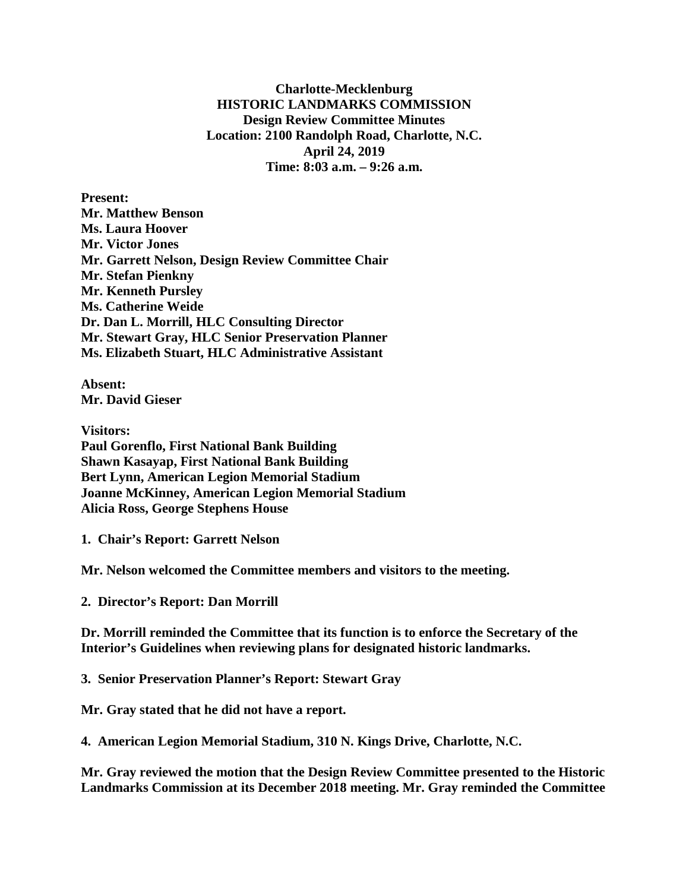# Charlotte-Mecklenburg
# HISTORIC LANDMARKS COMMISSION
## Design Review Committee Minutes
**Location: 2100 Randolph Road, Charlotte, N.C.**
**April 24, 2019**
**Time: 8:03 a.m. – 9:26 a.m.**

**Present:**
**Mr. Matthew Benson**
**Ms. Laura Hoover**
**Mr. Victor Jones**
**Mr. Garrett Nelson, Design Review Committee Chair**
**Mr. Stefan Pienkny**
**Mr. Kenneth Pursley**
**Ms. Catherine Weide**
**Dr. Dan L. Morrill, HLC Consulting Director**
**Mr. Stewart Gray, HLC Senior Preservation Planner**
**Ms. Elizabeth Stuart, HLC Administrative Assistant**

**Absent:**
**Mr. David Gieser**

**Visitors:**
**Paul Gorenflo, First National Bank Building**
**Shawn Kasayap, First National Bank Building**
**Bert Lynn, American Legion Memorial Stadium**
**Joanne McKinney, American Legion Memorial Stadium**
**Alicia Ross, George Stephens House**

**1. Chair's Report: Garrett Nelson**

**Mr. Nelson welcomed the Committee members and visitors to the meeting.**

**2. Director's Report: Dan Morrill**

**Dr. Morrill reminded the Committee that its function is to enforce the Secretary of the Interior's Guidelines when reviewing plans for designated historic landmarks.**

**3. Senior Preservation Planner's Report: Stewart Gray**

**Mr. Gray stated that he did not have a report.**

**4. American Legion Memorial Stadium, 310 N. Kings Drive, Charlotte, N.C.**

**Mr. Gray reviewed the motion that the Design Review Committee presented to the Historic Landmarks Commission at its December 2018 meeting. Mr. Gray reminded the Committee**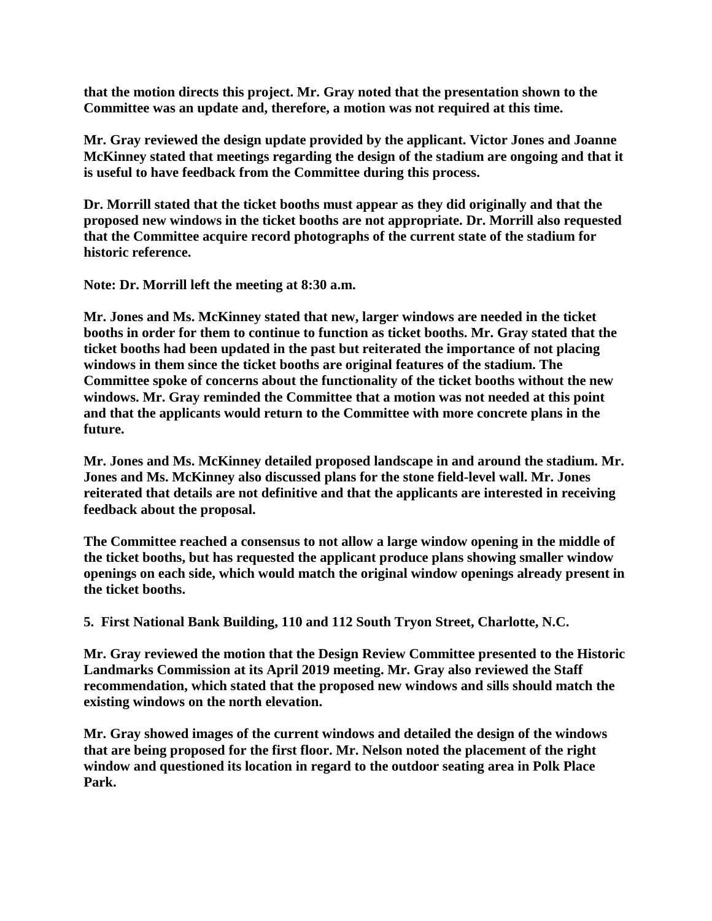**that the motion directs this project. Mr. Gray noted that the presentation shown to the Committee was an update and, therefore, a motion was not required at this time.**

**Mr. Gray reviewed the design update provided by the applicant. Victor Jones and Joanne McKinney stated that meetings regarding the design of the stadium are ongoing and that it is useful to have feedback from the Committee during this process.**

**Dr. Morrill stated that the ticket booths must appear as they did originally and that the proposed new windows in the ticket booths are not appropriate. Dr. Morrill also requested that the Committee acquire record photographs of the current state of the stadium for historic reference.**

**Note: Dr. Morrill left the meeting at 8:30 a.m.**

**Mr. Jones and Ms. McKinney stated that new, larger windows are needed in the ticket booths in order for them to continue to function as ticket booths. Mr. Gray stated that the ticket booths had been updated in the past but reiterated the importance of not placing windows in them since the ticket booths are original features of the stadium. The Committee spoke of concerns about the functionality of the ticket booths without the new windows. Mr. Gray reminded the Committee that a motion was not needed at this point and that the applicants would return to the Committee with more concrete plans in the future.**

**Mr. Jones and Ms. McKinney detailed proposed landscape in and around the stadium. Mr. Jones and Ms. McKinney also discussed plans for the stone field-level wall. Mr. Jones reiterated that details are not definitive and that the applicants are interested in receiving feedback about the proposal.**

**The Committee reached a consensus to not allow a large window opening in the middle of the ticket booths, but has requested the applicant produce plans showing smaller window openings on each side, which would match the original window openings already present in the ticket booths.**

**5. First National Bank Building, 110 and 112 South Tryon Street, Charlotte, N.C.**

**Mr. Gray reviewed the motion that the Design Review Committee presented to the Historic Landmarks Commission at its April 2019 meeting. Mr. Gray also reviewed the Staff recommendation, which stated that the proposed new windows and sills should match the existing windows on the north elevation.**

**Mr. Gray showed images of the current windows and detailed the design of the windows that are being proposed for the first floor. Mr. Nelson noted the placement of the right window and questioned its location in regard to the outdoor seating area in Polk Place Park.**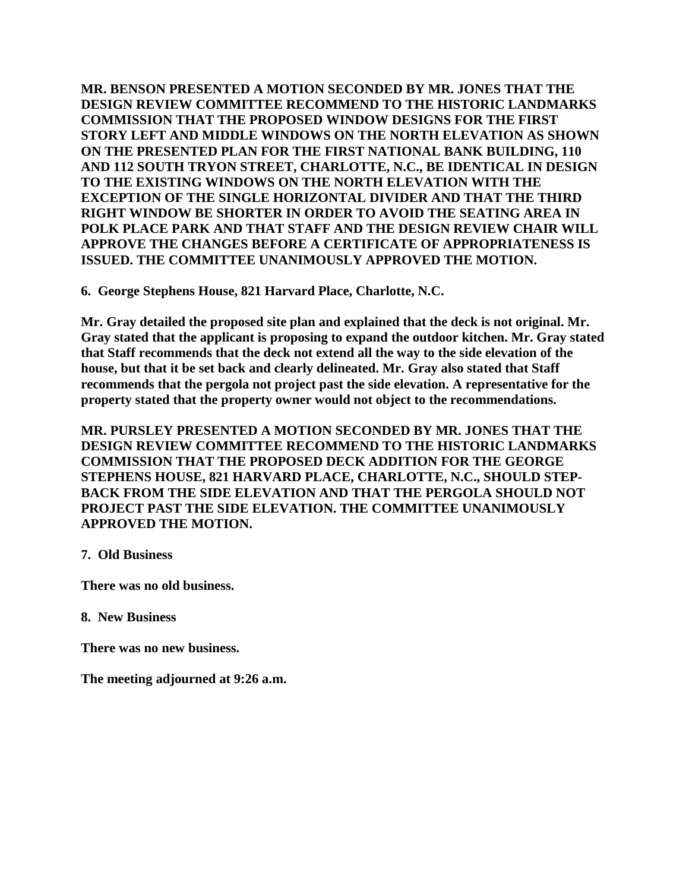**MR. BENSON PRESENTED A MOTION SECONDED BY MR. JONES THAT THE DESIGN REVIEW COMMITTEE RECOMMEND TO THE HISTORIC LANDMARKS COMMISSION THAT THE PROPOSED WINDOW DESIGNS FOR THE FIRST STORY LEFT AND MIDDLE WINDOWS ON THE NORTH ELEVATION AS SHOWN ON THE PRESENTED PLAN FOR THE FIRST NATIONAL BANK BUILDING, 110 AND 112 SOUTH TRYON STREET, CHARLOTTE, N.C., BE IDENTICAL IN DESIGN TO THE EXISTING WINDOWS ON THE NORTH ELEVATION WITH THE EXCEPTION OF THE SINGLE HORIZONTAL DIVIDER AND THAT THE THIRD RIGHT WINDOW BE SHORTER IN ORDER TO AVOID THE SEATING AREA IN POLK PLACE PARK AND THAT STAFF AND THE DESIGN REVIEW CHAIR WILL APPROVE THE CHANGES BEFORE A CERTIFICATE OF APPROPRIATENESS IS ISSUED. THE COMMITTEE UNANIMOUSLY APPROVED THE MOTION.**

**6. George Stephens House, 821 Harvard Place, Charlotte, N.C.**

**Mr. Gray detailed the proposed site plan and explained that the deck is not original. Mr. Gray stated that the applicant is proposing to expand the outdoor kitchen. Mr. Gray stated that Staff recommends that the deck not extend all the way to the side elevation of the house, but that it be set back and clearly delineated. Mr. Gray also stated that Staff recommends that the pergola not project past the side elevation. A representative for the property stated that the property owner would not object to the recommendations.**

**MR. PURSLEY PRESENTED A MOTION SECONDED BY MR. JONES THAT THE DESIGN REVIEW COMMITTEE RECOMMEND TO THE HISTORIC LANDMARKS COMMISSION THAT THE PROPOSED DECK ADDITION FOR THE GEORGE STEPHENS HOUSE, 821 HARVARD PLACE, CHARLOTTE, N.C., SHOULD STEP-BACK FROM THE SIDE ELEVATION AND THAT THE PERGOLA SHOULD NOT PROJECT PAST THE SIDE ELEVATION. THE COMMITTEE UNANIMOUSLY APPROVED THE MOTION.**

**7. Old Business**

**There was no old business.**

**8. New Business**

**There was no new business.**

**The meeting adjourned at 9:26 a.m.**